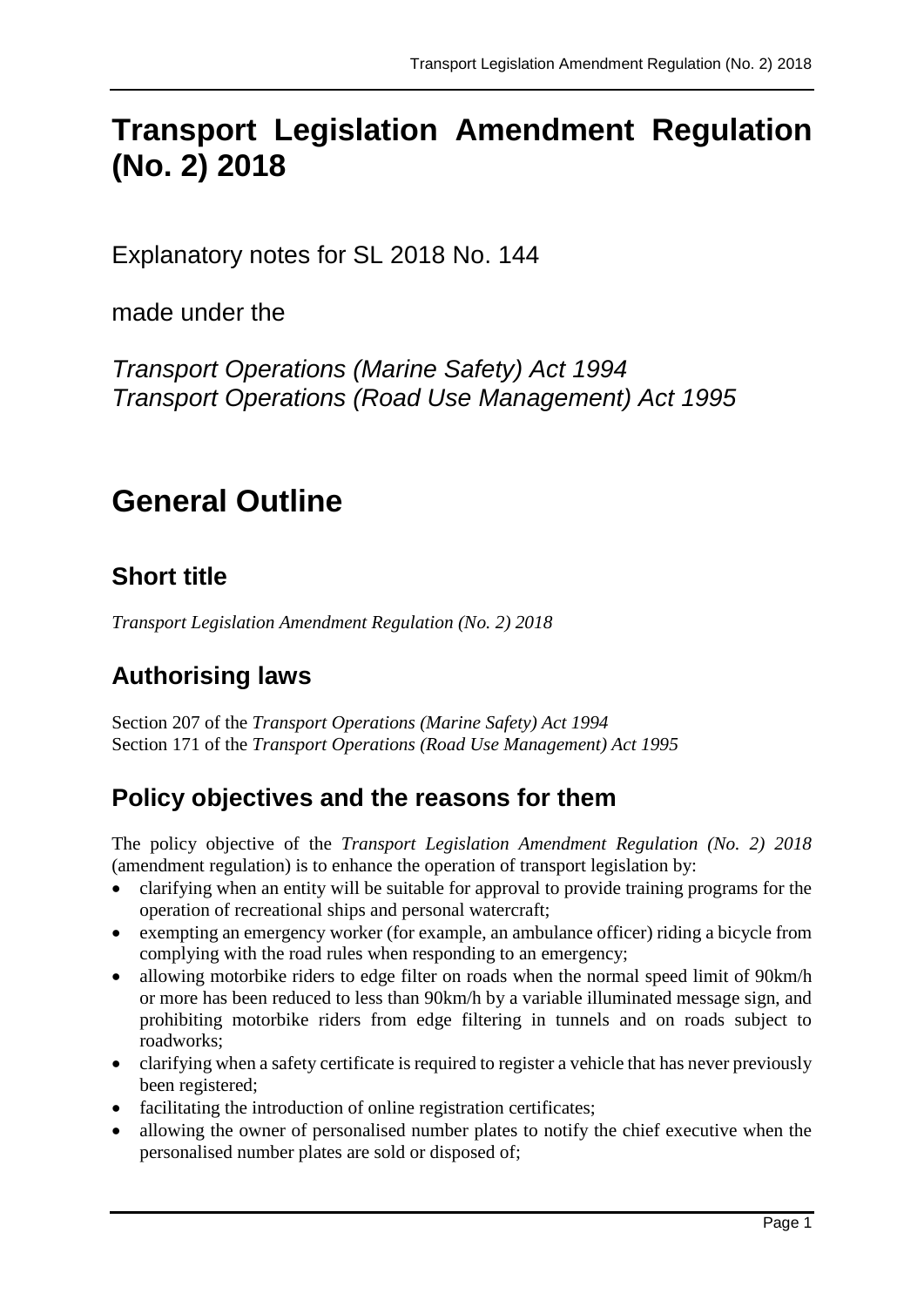# Transport Legislation Amendment Regulation (No. 2) 2018

Explanatory notes for SL 2018 No. 144

made under the

*Transport Operations (Marine Safety) Act 1994*
*Transport Operations (Road Use Management) Act 1995*

# General Outline

## Short title

*Transport Legislation Amendment Regulation (No. 2) 2018*

## Authorising laws

Section 207 of the *Transport Operations (Marine Safety) Act 1994*
Section 171 of the *Transport Operations (Road Use Management) Act 1995*

## Policy objectives and the reasons for them

The policy objective of the *Transport Legislation Amendment Regulation (No. 2) 2018* (amendment regulation) is to enhance the operation of transport legislation by:

- clarifying when an entity will be suitable for approval to provide training programs for the operation of recreational ships and personal watercraft;
- exempting an emergency worker (for example, an ambulance officer) riding a bicycle from complying with the road rules when responding to an emergency;
- allowing motorbike riders to edge filter on roads when the normal speed limit of 90km/h or more has been reduced to less than 90km/h by a variable illuminated message sign, and prohibiting motorbike riders from edge filtering in tunnels and on roads subject to roadworks;
- clarifying when a safety certificate is required to register a vehicle that has never previously been registered;
- facilitating the introduction of online registration certificates;
- allowing the owner of personalised number plates to notify the chief executive when the personalised number plates are sold or disposed of;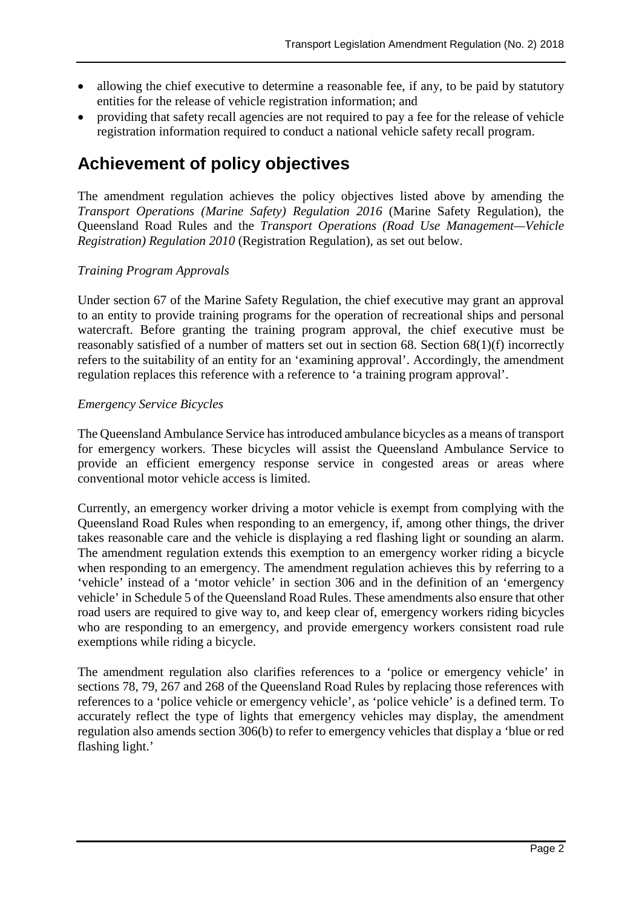- allowing the chief executive to determine a reasonable fee, if any, to be paid by statutory entities for the release of vehicle registration information; and
- providing that safety recall agencies are not required to pay a fee for the release of vehicle registration information required to conduct a national vehicle safety recall program.

## Achievement of policy objectives

The amendment regulation achieves the policy objectives listed above by amending the *Transport Operations (Marine Safety) Regulation 2016* (Marine Safety Regulation), the Queensland Road Rules and the *Transport Operations (Road Use Management—Vehicle Registration) Regulation 2010* (Registration Regulation), as set out below.

*Training Program Approvals*

Under section 67 of the Marine Safety Regulation, the chief executive may grant an approval to an entity to provide training programs for the operation of recreational ships and personal watercraft. Before granting the training program approval, the chief executive must be reasonably satisfied of a number of matters set out in section 68. Section 68(1)(f) incorrectly refers to the suitability of an entity for an 'examining approval'. Accordingly, the amendment regulation replaces this reference with a reference to 'a training program approval'.

*Emergency Service Bicycles*

The Queensland Ambulance Service has introduced ambulance bicycles as a means of transport for emergency workers. These bicycles will assist the Queensland Ambulance Service to provide an efficient emergency response service in congested areas or areas where conventional motor vehicle access is limited.

Currently, an emergency worker driving a motor vehicle is exempt from complying with the Queensland Road Rules when responding to an emergency, if, among other things, the driver takes reasonable care and the vehicle is displaying a red flashing light or sounding an alarm. The amendment regulation extends this exemption to an emergency worker riding a bicycle when responding to an emergency. The amendment regulation achieves this by referring to a 'vehicle' instead of a 'motor vehicle' in section 306 and in the definition of an 'emergency vehicle' in Schedule 5 of the Queensland Road Rules. These amendments also ensure that other road users are required to give way to, and keep clear of, emergency workers riding bicycles who are responding to an emergency, and provide emergency workers consistent road rule exemptions while riding a bicycle.

The amendment regulation also clarifies references to a 'police or emergency vehicle' in sections 78, 79, 267 and 268 of the Queensland Road Rules by replacing those references with references to a 'police vehicle or emergency vehicle', as 'police vehicle' is a defined term. To accurately reflect the type of lights that emergency vehicles may display, the amendment regulation also amends section 306(b) to refer to emergency vehicles that display a 'blue or red flashing light.'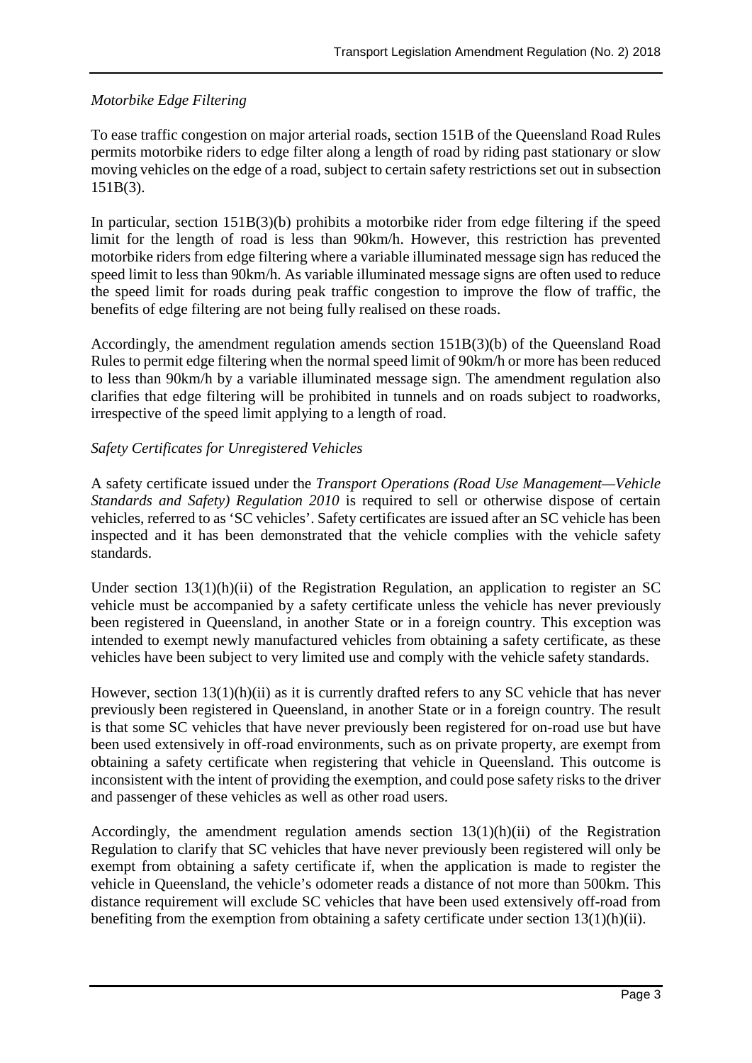*Motorbike Edge Filtering*

To ease traffic congestion on major arterial roads, section 151B of the Queensland Road Rules permits motorbike riders to edge filter along a length of road by riding past stationary or slow moving vehicles on the edge of a road, subject to certain safety restrictions set out in subsection 151B(3).

In particular, section 151B(3)(b) prohibits a motorbike rider from edge filtering if the speed limit for the length of road is less than 90km/h. However, this restriction has prevented motorbike riders from edge filtering where a variable illuminated message sign has reduced the speed limit to less than 90km/h. As variable illuminated message signs are often used to reduce the speed limit for roads during peak traffic congestion to improve the flow of traffic, the benefits of edge filtering are not being fully realised on these roads.

Accordingly, the amendment regulation amends section 151B(3)(b) of the Queensland Road Rules to permit edge filtering when the normal speed limit of 90km/h or more has been reduced to less than 90km/h by a variable illuminated message sign. The amendment regulation also clarifies that edge filtering will be prohibited in tunnels and on roads subject to roadworks, irrespective of the speed limit applying to a length of road.

*Safety Certificates for Unregistered Vehicles*

A safety certificate issued under the *Transport Operations (Road Use Management—Vehicle Standards and Safety) Regulation 2010* is required to sell or otherwise dispose of certain vehicles, referred to as 'SC vehicles'. Safety certificates are issued after an SC vehicle has been inspected and it has been demonstrated that the vehicle complies with the vehicle safety standards.

Under section 13(1)(h)(ii) of the Registration Regulation, an application to register an SC vehicle must be accompanied by a safety certificate unless the vehicle has never previously been registered in Queensland, in another State or in a foreign country. This exception was intended to exempt newly manufactured vehicles from obtaining a safety certificate, as these vehicles have been subject to very limited use and comply with the vehicle safety standards.

However, section 13(1)(h)(ii) as it is currently drafted refers to any SC vehicle that has never previously been registered in Queensland, in another State or in a foreign country. The result is that some SC vehicles that have never previously been registered for on-road use but have been used extensively in off-road environments, such as on private property, are exempt from obtaining a safety certificate when registering that vehicle in Queensland. This outcome is inconsistent with the intent of providing the exemption, and could pose safety risks to the driver and passenger of these vehicles as well as other road users.

Accordingly, the amendment regulation amends section 13(1)(h)(ii) of the Registration Regulation to clarify that SC vehicles that have never previously been registered will only be exempt from obtaining a safety certificate if, when the application is made to register the vehicle in Queensland, the vehicle's odometer reads a distance of not more than 500km. This distance requirement will exclude SC vehicles that have been used extensively off-road from benefiting from the exemption from obtaining a safety certificate under section 13(1)(h)(ii).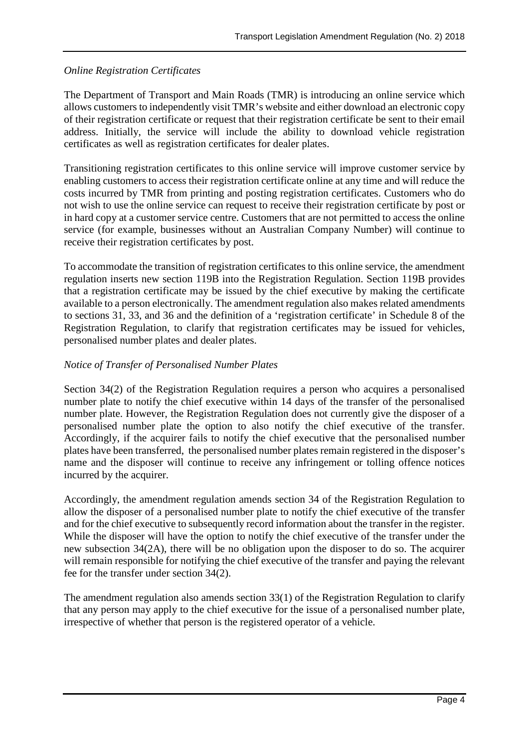*Online Registration Certificates*

The Department of Transport and Main Roads (TMR) is introducing an online service which allows customers to independently visit TMR's website and either download an electronic copy of their registration certificate or request that their registration certificate be sent to their email address. Initially, the service will include the ability to download vehicle registration certificates as well as registration certificates for dealer plates.

Transitioning registration certificates to this online service will improve customer service by enabling customers to access their registration certificate online at any time and will reduce the costs incurred by TMR from printing and posting registration certificates. Customers who do not wish to use the online service can request to receive their registration certificate by post or in hard copy at a customer service centre. Customers that are not permitted to access the online service (for example, businesses without an Australian Company Number) will continue to receive their registration certificates by post.

To accommodate the transition of registration certificates to this online service, the amendment regulation inserts new section 119B into the Registration Regulation. Section 119B provides that a registration certificate may be issued by the chief executive by making the certificate available to a person electronically. The amendment regulation also makes related amendments to sections 31, 33, and 36 and the definition of a 'registration certificate' in Schedule 8 of the Registration Regulation, to clarify that registration certificates may be issued for vehicles, personalised number plates and dealer plates.

*Notice of Transfer of Personalised Number Plates*

Section 34(2) of the Registration Regulation requires a person who acquires a personalised number plate to notify the chief executive within 14 days of the transfer of the personalised number plate. However, the Registration Regulation does not currently give the disposer of a personalised number plate the option to also notify the chief executive of the transfer. Accordingly, if the acquirer fails to notify the chief executive that the personalised number plates have been transferred, the personalised number plates remain registered in the disposer's name and the disposer will continue to receive any infringement or tolling offence notices incurred by the acquirer.

Accordingly, the amendment regulation amends section 34 of the Registration Regulation to allow the disposer of a personalised number plate to notify the chief executive of the transfer and for the chief executive to subsequently record information about the transfer in the register. While the disposer will have the option to notify the chief executive of the transfer under the new subsection 34(2A), there will be no obligation upon the disposer to do so. The acquirer will remain responsible for notifying the chief executive of the transfer and paying the relevant fee for the transfer under section 34(2).

The amendment regulation also amends section 33(1) of the Registration Regulation to clarify that any person may apply to the chief executive for the issue of a personalised number plate, irrespective of whether that person is the registered operator of a vehicle.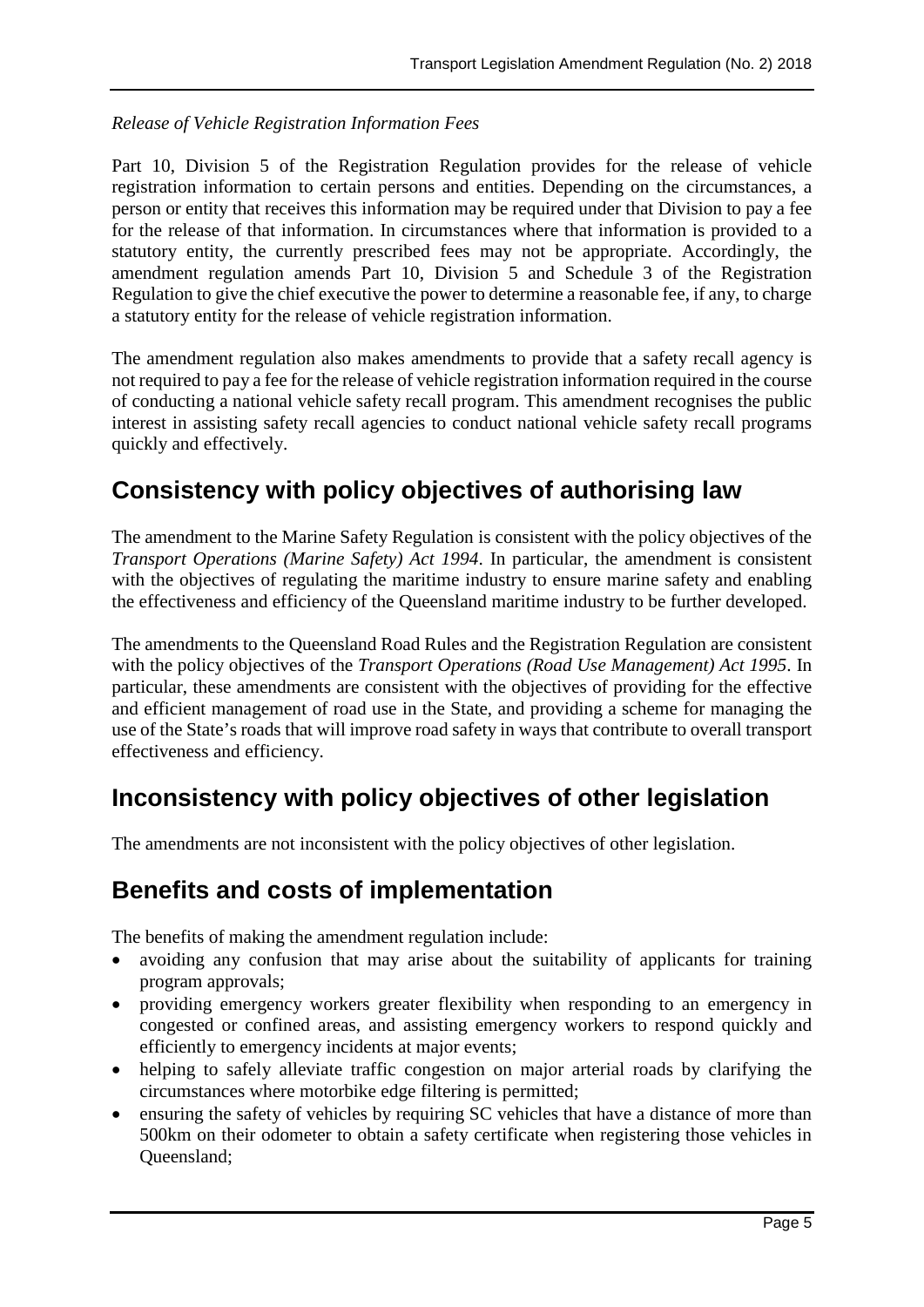*Release of Vehicle Registration Information Fees*

Part 10, Division 5 of the Registration Regulation provides for the release of vehicle registration information to certain persons and entities. Depending on the circumstances, a person or entity that receives this information may be required under that Division to pay a fee for the release of that information. In circumstances where that information is provided to a statutory entity, the currently prescribed fees may not be appropriate. Accordingly, the amendment regulation amends Part 10, Division 5 and Schedule 3 of the Registration Regulation to give the chief executive the power to determine a reasonable fee, if any, to charge a statutory entity for the release of vehicle registration information.

The amendment regulation also makes amendments to provide that a safety recall agency is not required to pay a fee for the release of vehicle registration information required in the course of conducting a national vehicle safety recall program. This amendment recognises the public interest in assisting safety recall agencies to conduct national vehicle safety recall programs quickly and effectively.

## Consistency with policy objectives of authorising law

The amendment to the Marine Safety Regulation is consistent with the policy objectives of the *Transport Operations (Marine Safety) Act 1994*. In particular, the amendment is consistent with the objectives of regulating the maritime industry to ensure marine safety and enabling the effectiveness and efficiency of the Queensland maritime industry to be further developed.

The amendments to the Queensland Road Rules and the Registration Regulation are consistent with the policy objectives of the *Transport Operations (Road Use Management) Act 1995*. In particular, these amendments are consistent with the objectives of providing for the effective and efficient management of road use in the State, and providing a scheme for managing the use of the State's roads that will improve road safety in ways that contribute to overall transport effectiveness and efficiency.

## Inconsistency with policy objectives of other legislation

The amendments are not inconsistent with the policy objectives of other legislation.

## Benefits and costs of implementation

The benefits of making the amendment regulation include:

- avoiding any confusion that may arise about the suitability of applicants for training program approvals;
- providing emergency workers greater flexibility when responding to an emergency in congested or confined areas, and assisting emergency workers to respond quickly and efficiently to emergency incidents at major events;
- helping to safely alleviate traffic congestion on major arterial roads by clarifying the circumstances where motorbike edge filtering is permitted;
- ensuring the safety of vehicles by requiring SC vehicles that have a distance of more than 500km on their odometer to obtain a safety certificate when registering those vehicles in Queensland;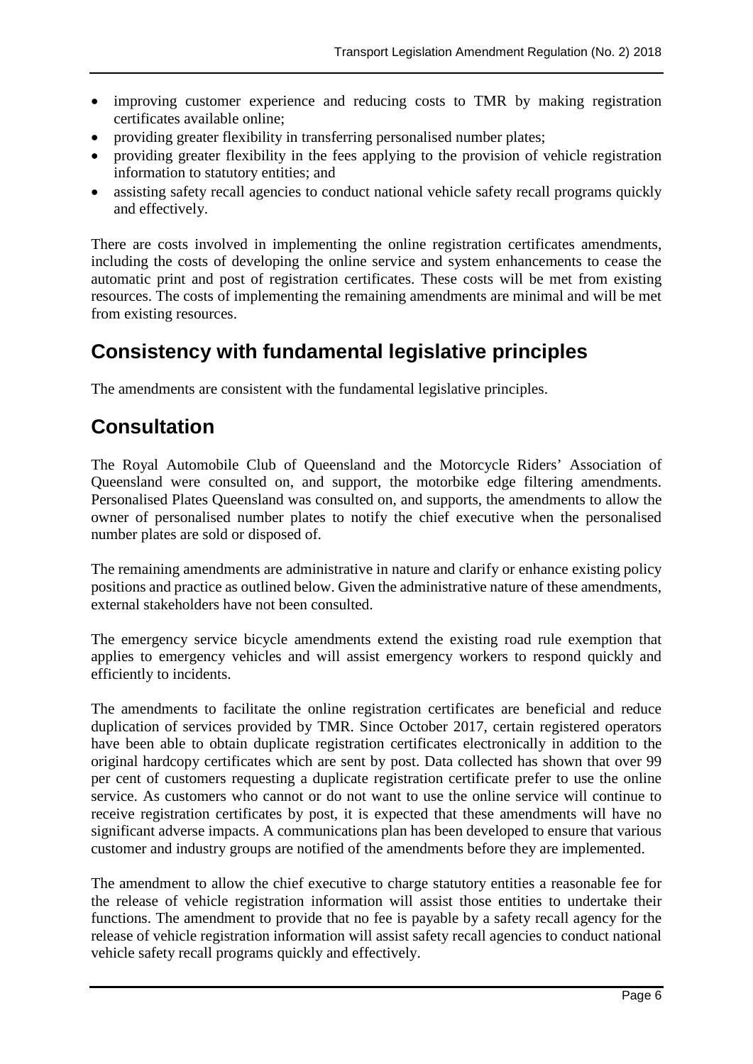- improving customer experience and reducing costs to TMR by making registration certificates available online;
- providing greater flexibility in transferring personalised number plates;
- providing greater flexibility in the fees applying to the provision of vehicle registration information to statutory entities; and
- assisting safety recall agencies to conduct national vehicle safety recall programs quickly and effectively.

There are costs involved in implementing the online registration certificates amendments, including the costs of developing the online service and system enhancements to cease the automatic print and post of registration certificates. These costs will be met from existing resources. The costs of implementing the remaining amendments are minimal and will be met from existing resources.

## Consistency with fundamental legislative principles

The amendments are consistent with the fundamental legislative principles.

## Consultation

The Royal Automobile Club of Queensland and the Motorcycle Riders' Association of Queensland were consulted on, and support, the motorbike edge filtering amendments. Personalised Plates Queensland was consulted on, and supports, the amendments to allow the owner of personalised number plates to notify the chief executive when the personalised number plates are sold or disposed of.

The remaining amendments are administrative in nature and clarify or enhance existing policy positions and practice as outlined below. Given the administrative nature of these amendments, external stakeholders have not been consulted.

The emergency service bicycle amendments extend the existing road rule exemption that applies to emergency vehicles and will assist emergency workers to respond quickly and efficiently to incidents.

The amendments to facilitate the online registration certificates are beneficial and reduce duplication of services provided by TMR. Since October 2017, certain registered operators have been able to obtain duplicate registration certificates electronically in addition to the original hardcopy certificates which are sent by post. Data collected has shown that over 99 per cent of customers requesting a duplicate registration certificate prefer to use the online service. As customers who cannot or do not want to use the online service will continue to receive registration certificates by post, it is expected that these amendments will have no significant adverse impacts. A communications plan has been developed to ensure that various customer and industry groups are notified of the amendments before they are implemented.

The amendment to allow the chief executive to charge statutory entities a reasonable fee for the release of vehicle registration information will assist those entities to undertake their functions. The amendment to provide that no fee is payable by a safety recall agency for the release of vehicle registration information will assist safety recall agencies to conduct national vehicle safety recall programs quickly and effectively.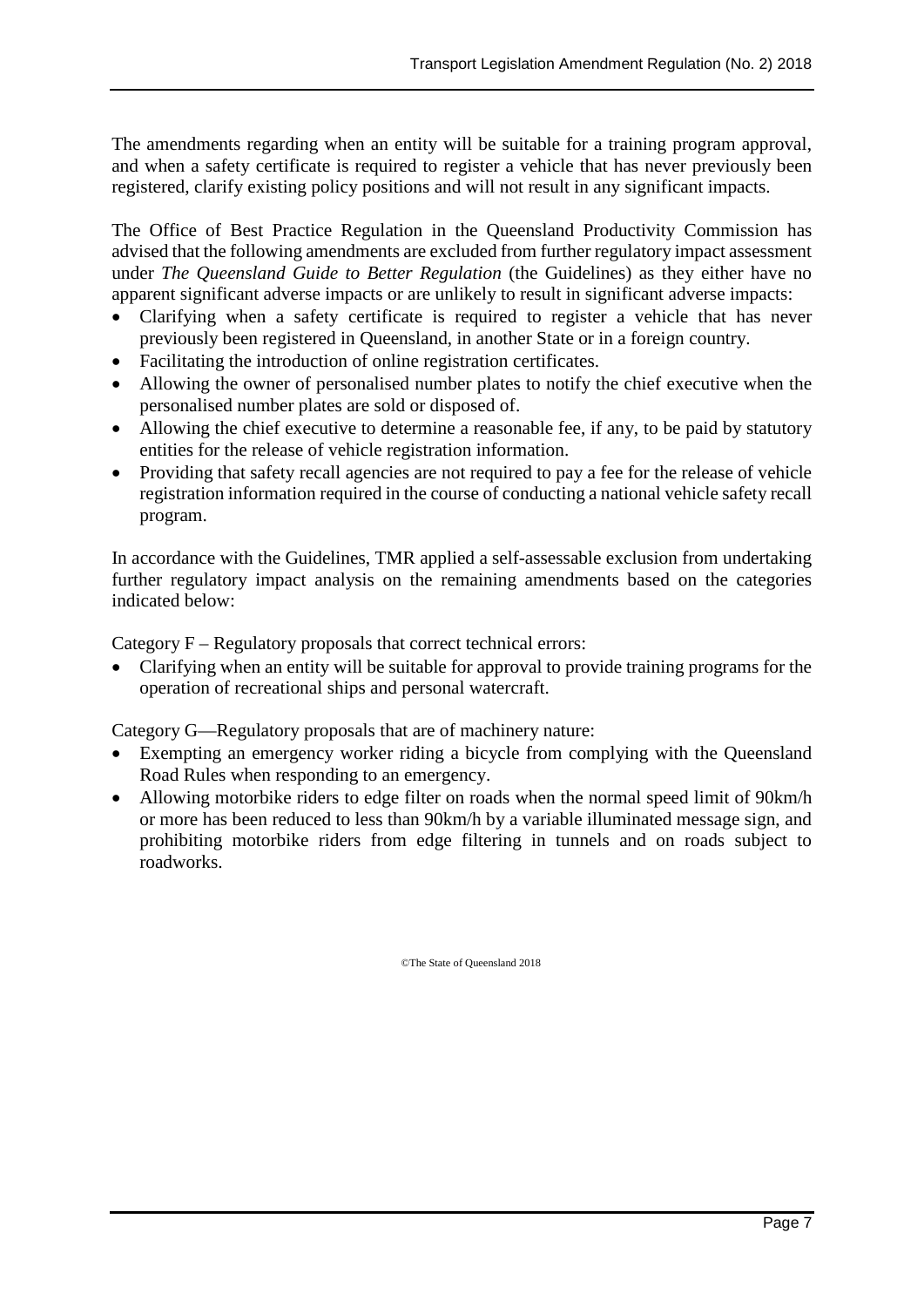The amendments regarding when an entity will be suitable for a training program approval, and when a safety certificate is required to register a vehicle that has never previously been registered, clarify existing policy positions and will not result in any significant impacts.

The Office of Best Practice Regulation in the Queensland Productivity Commission has advised that the following amendments are excluded from further regulatory impact assessment under *The Queensland Guide to Better Regulation* (the Guidelines) as they either have no apparent significant adverse impacts or are unlikely to result in significant adverse impacts:

- Clarifying when a safety certificate is required to register a vehicle that has never previously been registered in Queensland, in another State or in a foreign country.
- Facilitating the introduction of online registration certificates.
- Allowing the owner of personalised number plates to notify the chief executive when the personalised number plates are sold or disposed of.
- Allowing the chief executive to determine a reasonable fee, if any, to be paid by statutory entities for the release of vehicle registration information.
- Providing that safety recall agencies are not required to pay a fee for the release of vehicle registration information required in the course of conducting a national vehicle safety recall program.

In accordance with the Guidelines, TMR applied a self-assessable exclusion from undertaking further regulatory impact analysis on the remaining amendments based on the categories indicated below:

Category F – Regulatory proposals that correct technical errors:

- Clarifying when an entity will be suitable for approval to provide training programs for the operation of recreational ships and personal watercraft.

Category G—Regulatory proposals that are of machinery nature:

- Exempting an emergency worker riding a bicycle from complying with the Queensland Road Rules when responding to an emergency.
- Allowing motorbike riders to edge filter on roads when the normal speed limit of 90km/h or more has been reduced to less than 90km/h by a variable illuminated message sign, and prohibiting motorbike riders from edge filtering in tunnels and on roads subject to roadworks.

©The State of Queensland 2018